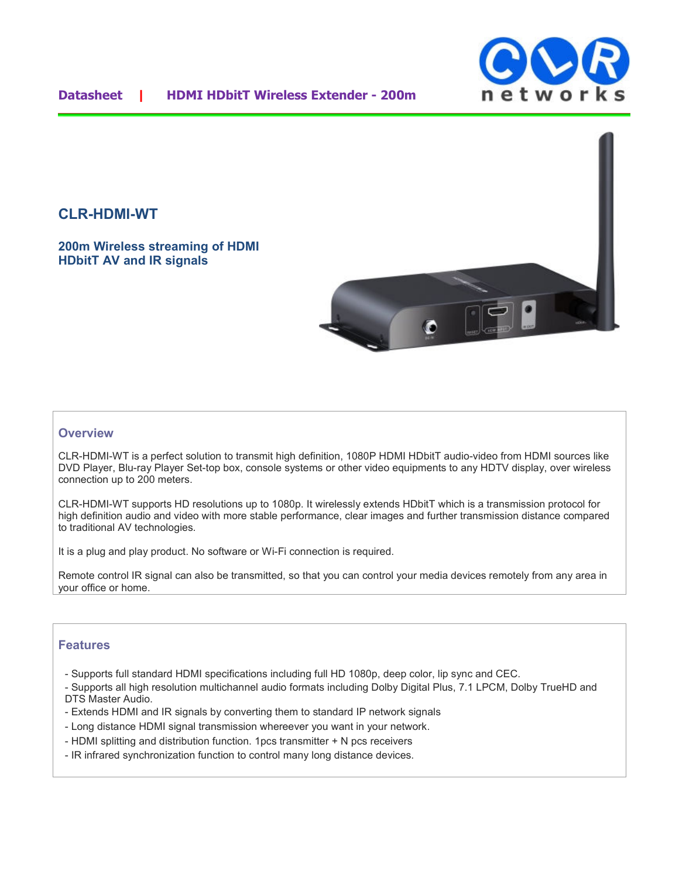Datasheet | HDMI HDbitT Wireless Extender - 200m

# CLR-HDMI-WT

## 200m Wireless streaming of HDMI HDbitT AV and IR signals

## Overview

CLR-HDMI-WT is a perfect solution to transmit high definition, 1080P HDMI HDbitT audio-video from HDMI sources like DVD Player, Blu-ray Player Set-top box, console systems or other video equipments to any HDTV display, over wireless connection up to 200 meters.

CLR-HDMI-WT supports HD resolutions up to 1080p. It wirelessly extends HDbitT which is a transmission protocol for high definition audio and video with more stable performance, clear images and further transmission distance compared to traditional AV technologies.

It is a plug and play product. No software or Wi-Fi connection is required.

Remote control IR signal can also be transmitted, so that you can control your media devices remotely from any area in your office or home.

## Features

- Supports full standard HDMI specifications including full HD 1080p, deep color, lip sync and CEC.
- Supports all high resolution multichannel audio formats including Dolby Digital Plus, 7.1 LPCM, Dolby TrueHD and DTS Master Audio.
- Extends HDMI and IR signals by converting them to standard IP network signals
- Long distance HDMI signal transmission whereever you want in your network.
- HDMI splitting and distribution function. 1pcs transmitter + N pcs receivers
- IR infrared synchronization function to control many long distance devices.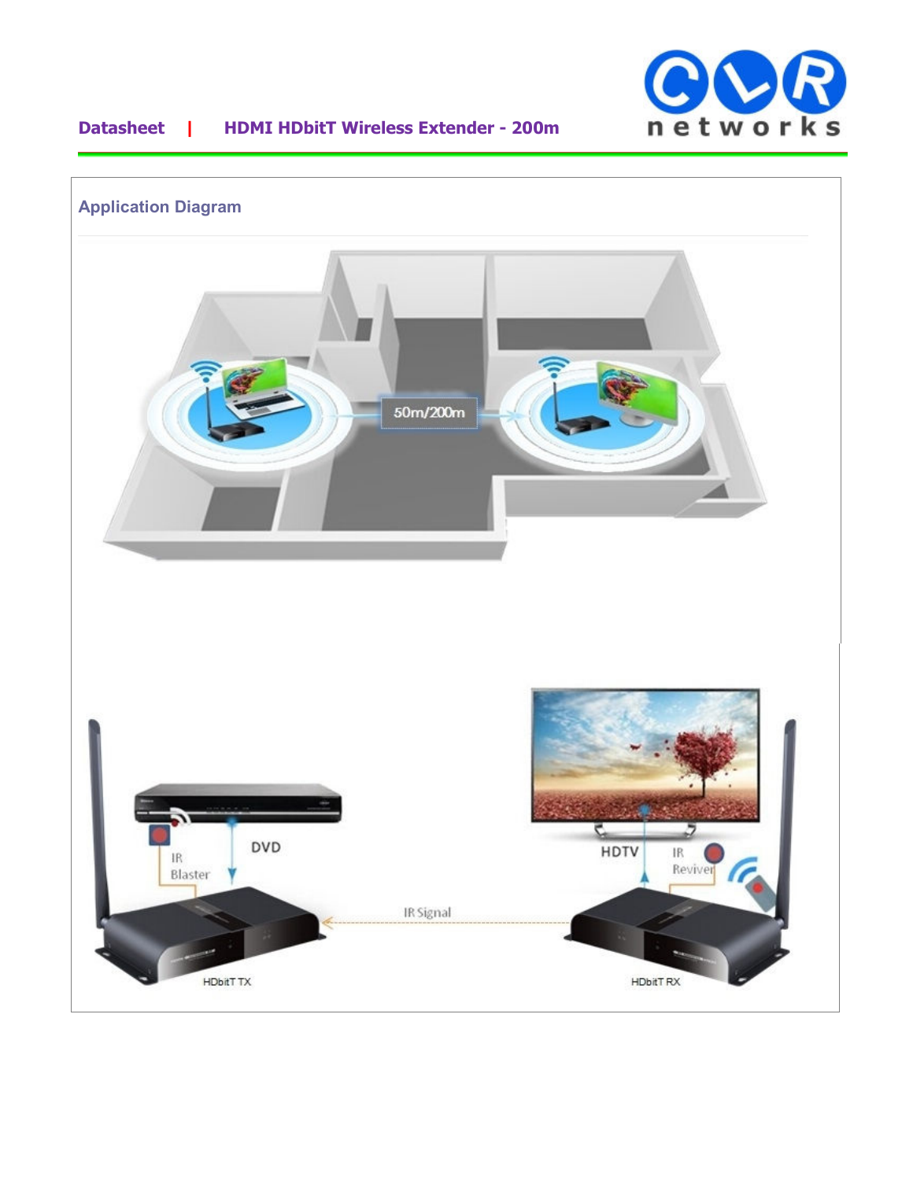## Application Diagram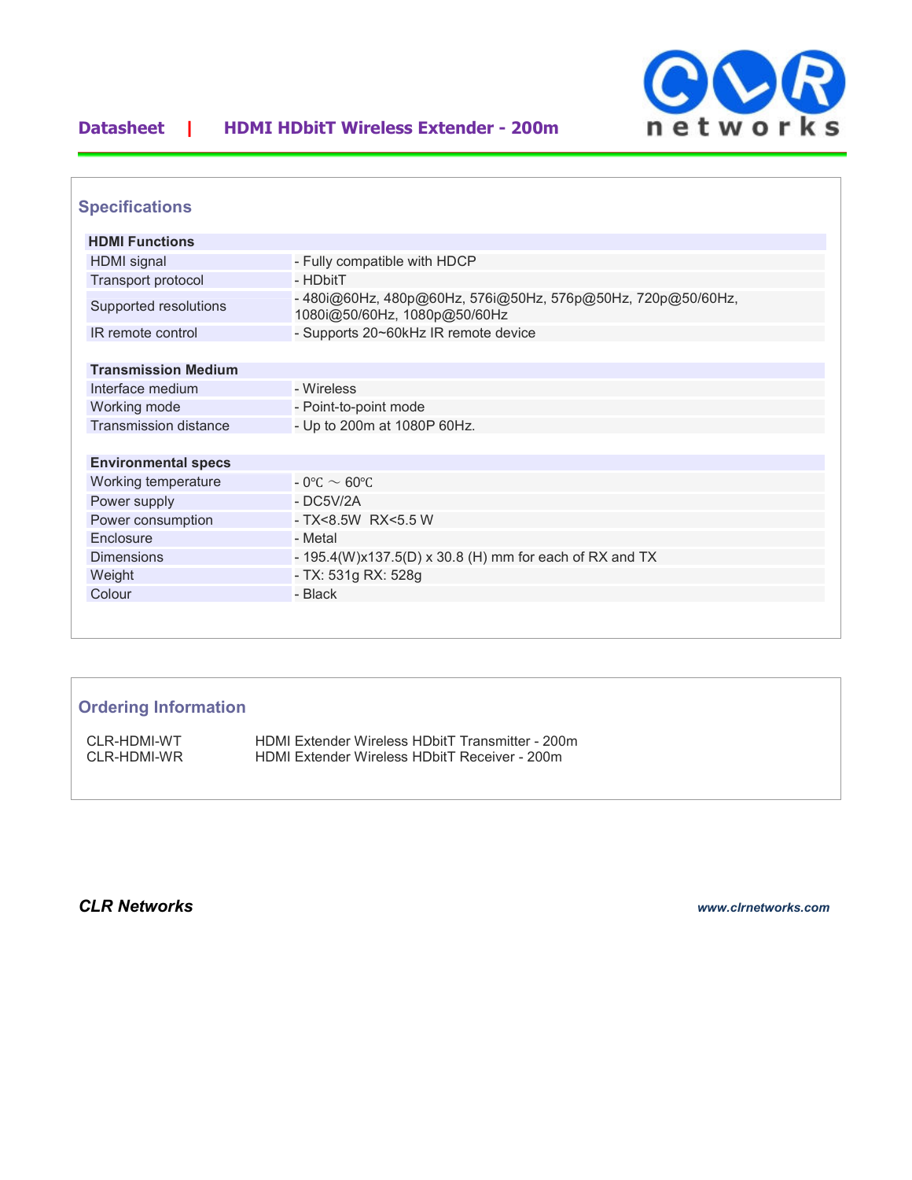## Specifications

| | |
|---|---|
| **HDMI Functions** | |
| HDMI signal | - Fully compatible with HDCP |
| Transport protocol | - HDbitT |
| Supported resolutions | - 480i@60Hz, 480p@60Hz, 576i@50Hz, 576p@50Hz, 720p@50/60Hz, 1080i@50/60Hz, 1080p@50/60Hz |
| IR remote control | - Supports 20~60kHz IR remote device |
| **Transmission Medium** | |
| Interface medium | - Wireless |
| Working mode | - Point-to-point mode |
| Transmission distance | - Up to 200m at 1080P 60Hz. |
| **Environmental specs** | |
| Working temperature | - 0℃ ～ 60℃ |
| Power supply | - DC5V/2A |
| Power consumption | - TX<8.5W RX<5.5 W |
| Enclosure | - Metal |
| Dimensions | - 195.4(W)x137.5(D) x 30.8 (H) mm for each of RX and TX |
| Weight | - TX: 531g RX: 528g |
| Colour | - Black |

## Ordering Information

| | |
|---|---|
| CLR-HDMI-WT | HDMI Extender Wireless HDbitT Transmitter - 200m |
| CLR-HDMI-WR | HDMI Extender Wireless HDbitT Receiver - 200m |